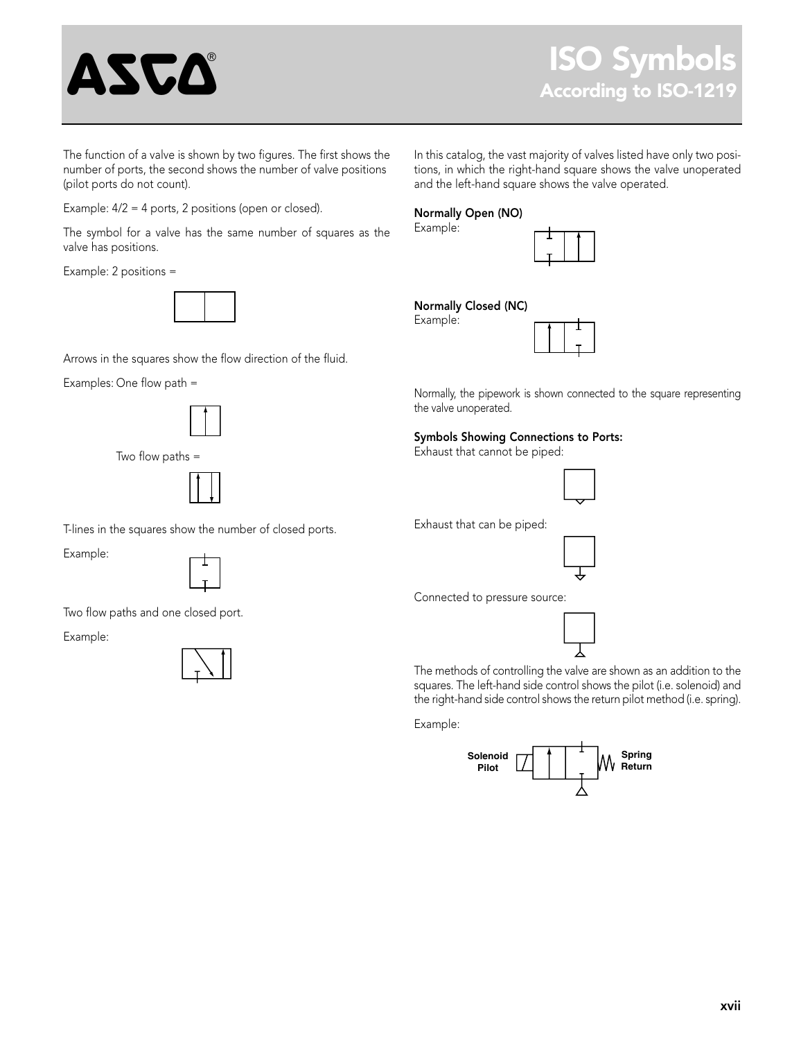# ISO Symbols

## According to ISO-1219

The function of a valve is shown by two figures. The first shows the number of ports, the second shows the number of valve positions (pilot ports do not count).

Example: 4/2 = 4 ports, 2 positions (open or closed).

The symbol for a valve has the same number of squares as the valve has positions.

Example: 2 positions =

Arrows in the squares show the flow direction of the fluid.

Examples: One flow path =

Two flow paths =

T-lines in the squares show the number of closed ports.

Example:

Two flow paths and one closed port.

Example:

In this catalog, the vast majority of valves listed have only two positions, in which the right-hand square shows the valve unoperated and the left-hand square shows the valve operated.

**Normally Open (NO)**
Example:

**Normally Closed (NC)**
Example:

Normally, the pipework is shown connected to the square representing the valve unoperated.

**Symbols Showing Connections to Ports:**
Exhaust that cannot be piped:

Exhaust that can be piped:

Connected to pressure source:

The methods of controlling the valve are shown as an addition to the squares. The left-hand side control shows the pilot (i.e. solenoid) and the right-hand side control shows the return pilot method (i.e. spring).

Example:

Solenoid Pilot

Spring Return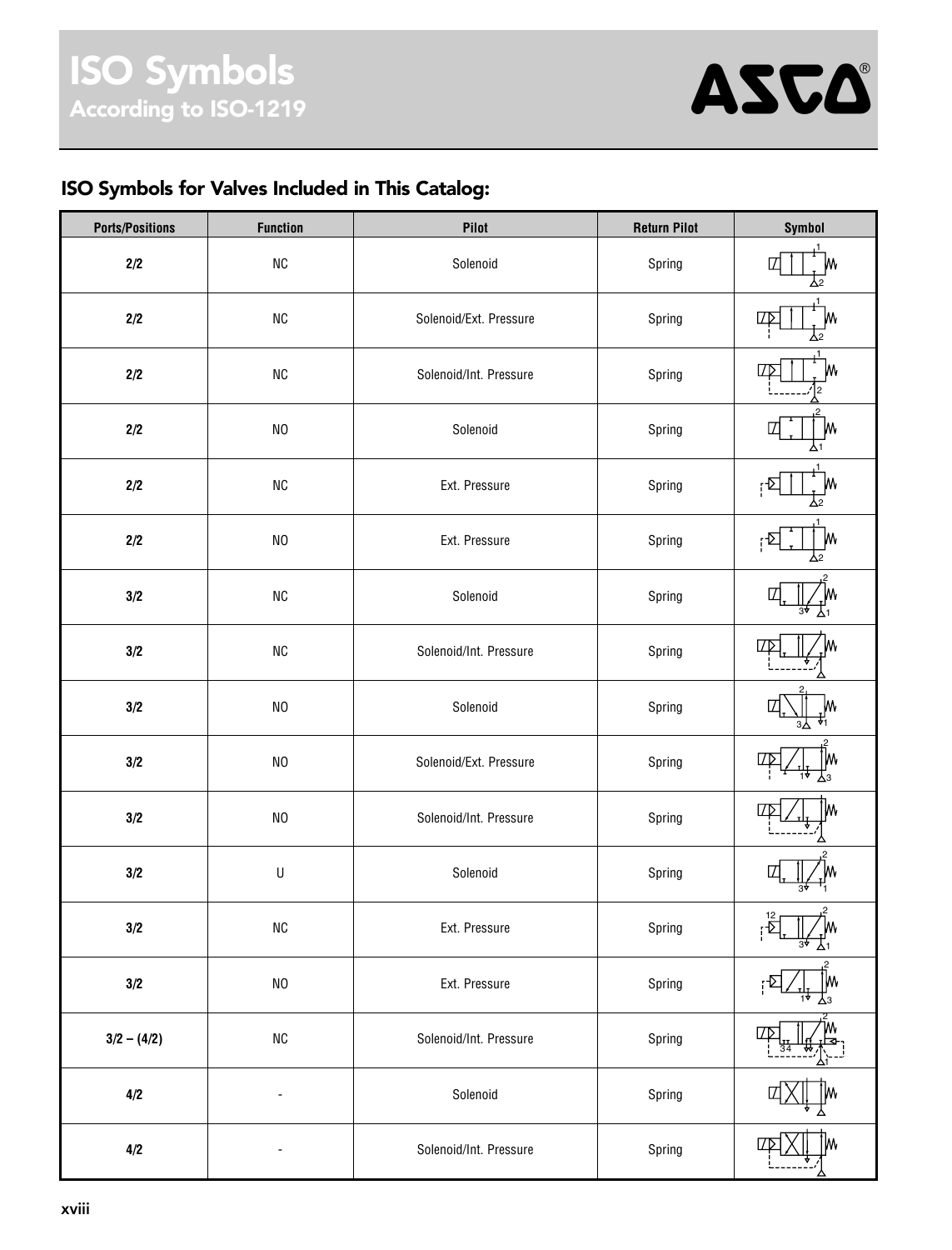# ISO Symbols

## According to ISO-1219

### ISO Symbols for Valves Included in This Catalog:

| Ports/Positions | Function | Pilot | Return Pilot | Symbol |
|---|---|---|---|---|
| 2/2 | NC | Solenoid | Spring | |
| 2/2 | NC | Solenoid/Ext. Pressure | Spring | |
| 2/2 | NC | Solenoid/Int. Pressure | Spring | |
| 2/2 | NO | Solenoid | Spring | |
| 2/2 | NC | Ext. Pressure | Spring | |
| 2/2 | NO | Ext. Pressure | Spring | |
| 3/2 | NC | Solenoid | Spring | |
| 3/2 | NC | Solenoid/Int. Pressure | Spring | |
| 3/2 | NO | Solenoid | Spring | |
| 3/2 | NO | Solenoid/Ext. Pressure | Spring | |
| 3/2 | NO | Solenoid/Int. Pressure | Spring | |
| 3/2 | U | Solenoid | Spring | |
| 3/2 | NC | Ext. Pressure | Spring | |
| 3/2 | NO | Ext. Pressure | Spring | |
| 3/2 – (4/2) | NC | Solenoid/Int. Pressure | Spring | |
| 4/2 | - | Solenoid | Spring | |
| 4/2 | - | Solenoid/Int. Pressure | Spring | |